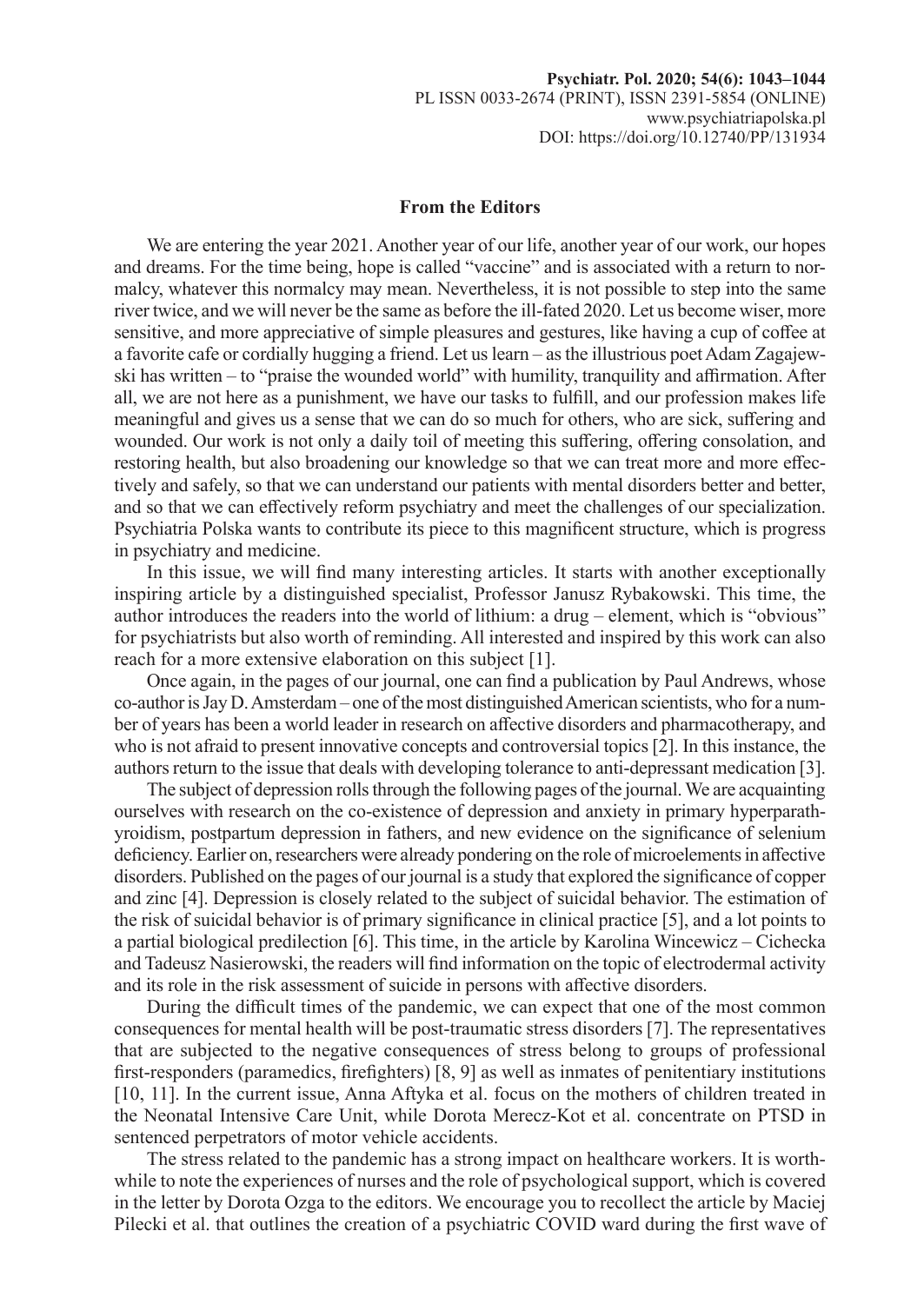## From the Editors

We are entering the year 2021. Another year of our life, another year of our work, our hopes and dreams. For the time being, hope is called "vaccine" and is associated with a return to normalcy, whatever this normalcy may mean. Nevertheless, it is not possible to step into the same river twice, and we will never be the same as before the ill-fated 2020. Let us become wiser, more sensitive, and more appreciative of simple pleasures and gestures, like having a cup of coffee at a favorite cafe or cordially hugging a friend. Let us learn – as the illustrious poet Adam Zagajewski has written – to "praise the wounded world" with humility, tranquility and affirmation. After all, we are not here as a punishment, we have our tasks to fulfill, and our profession makes life meaningful and gives us a sense that we can do so much for others, who are sick, suffering and wounded. Our work is not only a daily toil of meeting this suffering, offering consolation, and restoring health, but also broadening our knowledge so that we can treat more and more effectively and safely, so that we can understand our patients with mental disorders better and better, and so that we can effectively reform psychiatry and meet the challenges of our specialization. Psychiatria Polska wants to contribute its piece to this magnificent structure, which is progress in psychiatry and medicine.

In this issue, we will find many interesting articles. It starts with another exceptionally inspiring article by a distinguished specialist, Professor Janusz Rybakowski. This time, the author introduces the readers into the world of lithium: a drug – element, which is "obvious" for psychiatrists but also worth of reminding. All interested and inspired by this work can also reach for a more extensive elaboration on this subject [1].

Once again, in the pages of our journal, one can find a publication by Paul Andrews, whose co-author is Jay D. Amsterdam – one of the most distinguished American scientists, who for a number of years has been a world leader in research on affective disorders and pharmacotherapy, and who is not afraid to present innovative concepts and controversial topics [2]. In this instance, the authors return to the issue that deals with developing tolerance to anti-depressant medication [3].

The subject of depression rolls through the following pages of the journal. We are acquainting ourselves with research on the co-existence of depression and anxiety in primary hyperparathyroidism, postpartum depression in fathers, and new evidence on the significance of selenium deficiency. Earlier on, researchers were already pondering on the role of microelements in affective disorders. Published on the pages of our journal is a study that explored the significance of copper and zinc [4]. Depression is closely related to the subject of suicidal behavior. The estimation of the risk of suicidal behavior is of primary significance in clinical practice [5], and a lot points to a partial biological predilection [6]. This time, in the article by Karolina Wincewicz – Cichecka and Tadeusz Nasierowski, the readers will find information on the topic of electrodermal activity and its role in the risk assessment of suicide in persons with affective disorders.

During the difficult times of the pandemic, we can expect that one of the most common consequences for mental health will be post-traumatic stress disorders [7]. The representatives that are subjected to the negative consequences of stress belong to groups of professional first-responders (paramedics, firefighters) [8, 9] as well as inmates of penitentiary institutions [10, 11]. In the current issue, Anna Aftyka et al. focus on the mothers of children treated in the Neonatal Intensive Care Unit, while Dorota Merecz-Kot et al. concentrate on PTSD in sentenced perpetrators of motor vehicle accidents.

The stress related to the pandemic has a strong impact on healthcare workers. It is worthwhile to note the experiences of nurses and the role of psychological support, which is covered in the letter by Dorota Ozga to the editors. We encourage you to recollect the article by Maciej Pilecki et al. that outlines the creation of a psychiatric COVID ward during the first wave of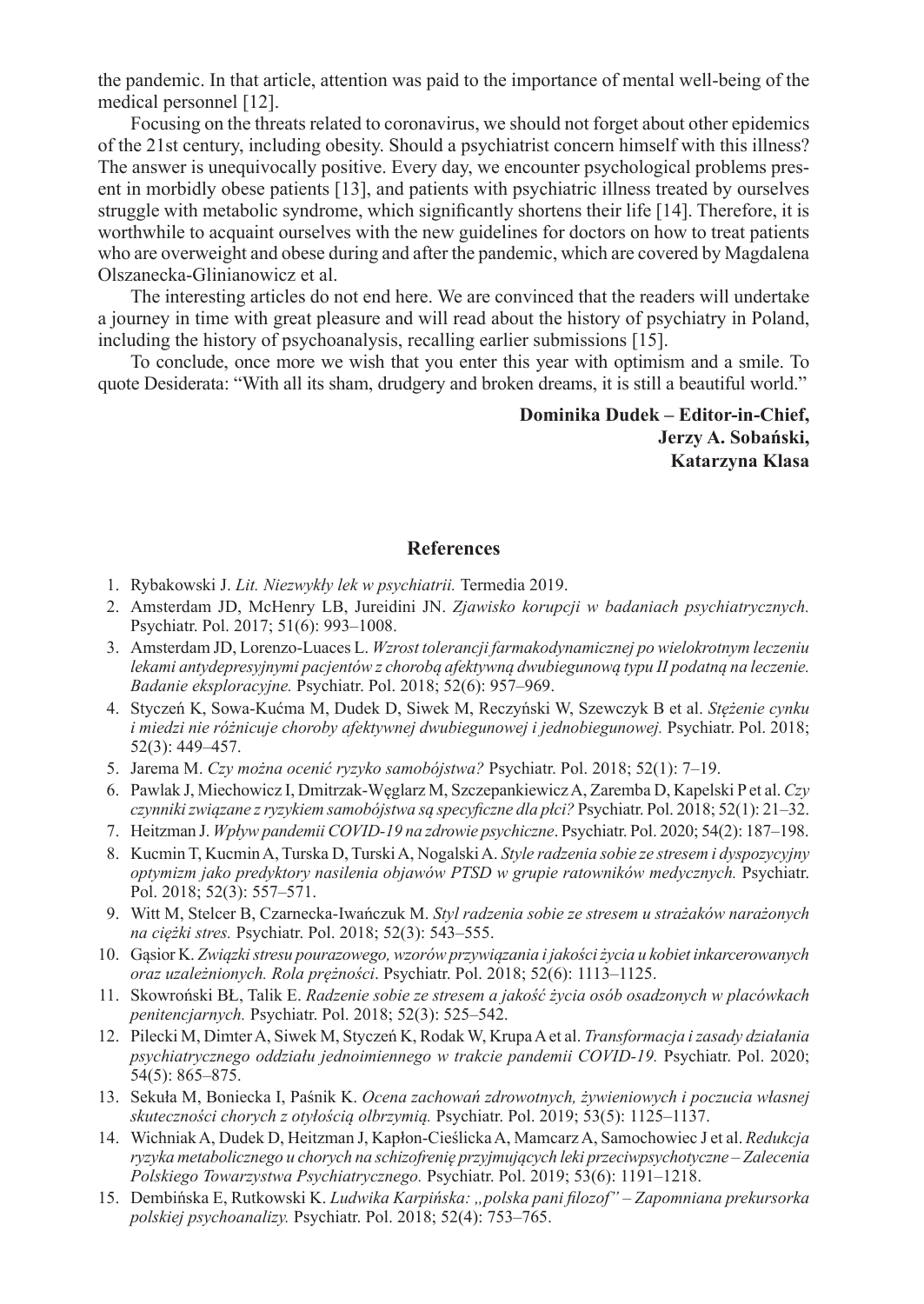the pandemic. In that article, attention was paid to the importance of mental well-being of the medical personnel [12].

Focusing on the threats related to coronavirus, we should not forget about other epidemics of the 21st century, including obesity. Should a psychiatrist concern himself with this illness? The answer is unequivocally positive. Every day, we encounter psychological problems present in morbidly obese patients [13], and patients with psychiatric illness treated by ourselves struggle with metabolic syndrome, which significantly shortens their life [14]. Therefore, it is worthwhile to acquaint ourselves with the new guidelines for doctors on how to treat patients who are overweight and obese during and after the pandemic, which are covered by Magdalena Olszanecka-Glinianowicz et al.

The interesting articles do not end here. We are convinced that the readers will undertake a journey in time with great pleasure and will read about the history of psychiatry in Poland, including the history of psychoanalysis, recalling earlier submissions [15].

To conclude, once more we wish that you enter this year with optimism and a smile. To quote Desiderata: "With all its sham, drudgery and broken dreams, it is still a beautiful world."

**Dominika Dudek – Editor-in-Chief,**
**Jerzy A. Sobański,**
**Katarzyna Klasa**

## References

1. Rybakowski J. *Lit. Niezwykły lek w psychiatrii.* Termedia 2019.
2. Amsterdam JD, McHenry LB, Jureidini JN. *Zjawisko korupcji w badaniach psychiatrycznych.* Psychiatr. Pol. 2017; 51(6): 993–1008.
3. Amsterdam JD, Lorenzo-Luaces L. *Wzrost tolerancji farmakodynamicznej po wielokrotnym leczeniu lekami antydepresyjnymi pacjentów z chorobą afektywną dwubiegunową typu II podatną na leczenie. Badanie eksploracyjne.* Psychiatr. Pol. 2018; 52(6): 957–969.
4. Styczeń K, Sowa-Kućma M, Dudek D, Siwek M, Reczyński W, Szewczyk B et al. *Stężenie cynku i miedzi nie różnicuje choroby afektywnej dwubiegunowej i jednobiegunowej.* Psychiatr. Pol. 2018; 52(3): 449–457.
5. Jarema M. *Czy można ocenić ryzyko samobójstwa?* Psychiatr. Pol. 2018; 52(1): 7–19.
6. Pawlak J, Miechowicz I, Dmitrzak-Węglarz M, Szczepankiewicz A, Zaremba D, Kapelski P et al. *Czy czynniki związane z ryzykiem samobójstwa są specyficzne dla płci?* Psychiatr. Pol. 2018; 52(1): 21–32.
7. Heitzman J. *Wpływ pandemii COVID-19 na zdrowie psychiczne*. Psychiatr. Pol. 2020; 54(2): 187–198.
8. Kucmin T, Kucmin A, Turska D, Turski A, Nogalski A. *Style radzenia sobie ze stresem i dyspozycyjny optymizm jako predyktory nasilenia objawów PTSD w grupie ratowników medycznych.* Psychiatr. Pol. 2018; 52(3): 557–571.
9. Witt M, Stelcer B, Czarnecka-Iwańczuk M. *Styl radzenia sobie ze stresem u strażaków narażonych na ciężki stres.* Psychiatr. Pol. 2018; 52(3): 543–555.
10. Gąsior K. *Związki stresu pourazowego, wzorów przywiązania i jakości życia u kobiet inkarcerowanych oraz uzależnionych. Rola prężności*. Psychiatr. Pol. 2018; 52(6): 1113–1125.
11. Skowroński BŁ, Talik E. *Radzenie sobie ze stresem a jakość życia osób osadzonych w placówkach penitencjarnych.* Psychiatr. Pol. 2018; 52(3): 525–542.
12. Pilecki M, Dimter A, Siwek M, Styczeń K, Rodak W, Krupa A et al. *Transformacja i zasady działania psychiatrycznego oddziału jednoimiennego w trakcie pandemii COVID-19.* Psychiatr. Pol. 2020; 54(5): 865–875.
13. Sekuła M, Boniecka I, Paśnik K. *Ocena zachowań zdrowotnych, żywieniowych i poczucia własnej skuteczności chorych z otyłością olbrzymią.* Psychiatr. Pol. 2019; 53(5): 1125–1137.
14. Wichniak A, Dudek D, Heitzman J, Kapłon-Cieślicka A, Mamcarz A, Samochowiec J et al. *Redukcja ryzyka metabolicznego u chorych na schizofrenię przyjmujących leki przeciwpsychotyczne – Zalecenia Polskiego Towarzystwa Psychiatrycznego.* Psychiatr. Pol. 2019; 53(6): 1191–1218.
15. Dembińska E, Rutkowski K. *Ludwika Karpińska: „polska pani filozof" – Zapomniana prekursorka polskiej psychoanalizy.* Psychiatr. Pol. 2018; 52(4): 753–765.